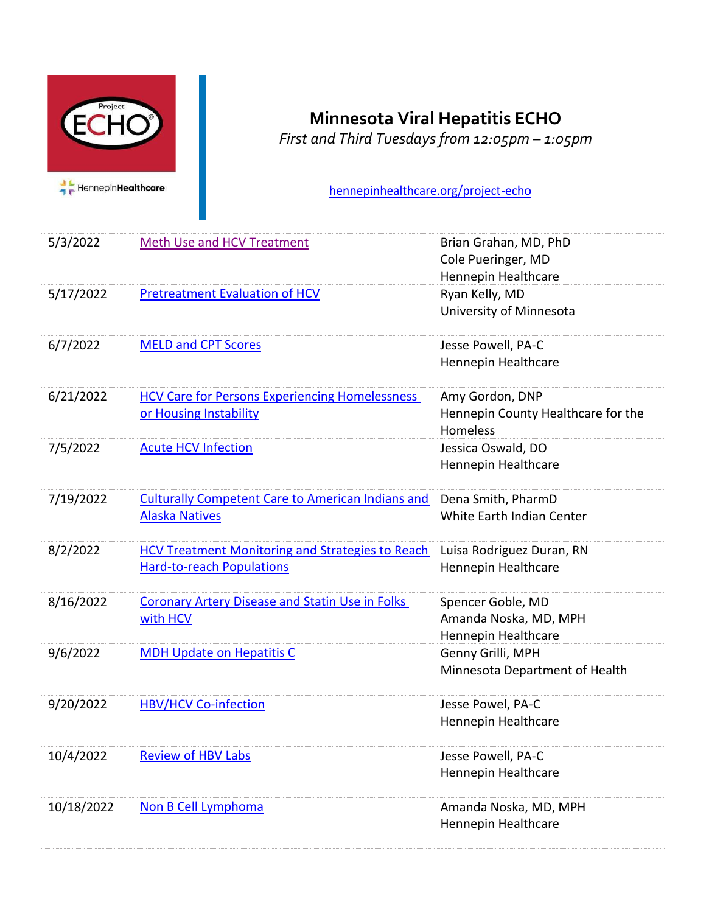# Minnesota Viral Hepatitis ECHO

*First and Third Tuesdays from 12:05pm – 1:05pm*

hennepinhealthcare.org/project-echo

| Date | Topic | Presenter |
|---|---|---|
| 5/3/2022 | Meth Use and HCV Treatment | Brian Grahan, MD, PhD<br>Cole Pueringer, MD<br>Hennepin Healthcare |
| 5/17/2022 | Pretreatment Evaluation of HCV | Ryan Kelly, MD<br>University of Minnesota |
| 6/7/2022 | MELD and CPT Scores | Jesse Powell, PA-C<br>Hennepin Healthcare |
| 6/21/2022 | HCV Care for Persons Experiencing Homelessness or Housing Instability | Amy Gordon, DNP<br>Hennepin County Healthcare for the Homeless |
| 7/5/2022 | Acute HCV Infection | Jessica Oswald, DO<br>Hennepin Healthcare |
| 7/19/2022 | Culturally Competent Care to American Indians and Alaska Natives | Dena Smith, PharmD<br>White Earth Indian Center |
| 8/2/2022 | HCV Treatment Monitoring and Strategies to Reach Hard-to-reach Populations | Luisa Rodriguez Duran, RN<br>Hennepin Healthcare |
| 8/16/2022 | Coronary Artery Disease and Statin Use in Folks with HCV | Spencer Goble, MD<br>Amanda Noska, MD, MPH<br>Hennepin Healthcare |
| 9/6/2022 | MDH Update on Hepatitis C | Genny Grilli, MPH<br>Minnesota Department of Health |
| 9/20/2022 | HBV/HCV Co-infection | Jesse Powel, PA-C<br>Hennepin Healthcare |
| 10/4/2022 | Review of HBV Labs | Jesse Powell, PA-C<br>Hennepin Healthcare |
| 10/18/2022 | Non B Cell Lymphoma | Amanda Noska, MD, MPH<br>Hennepin Healthcare |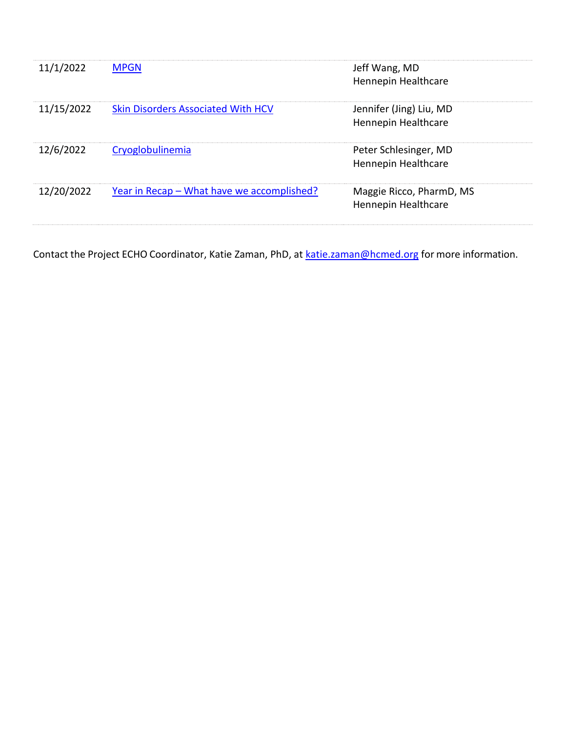| | | |
|---|---|---|
| 11/1/2022 | MPGN | Jeff Wang, MD<br>Hennepin Healthcare |
| 11/15/2022 | Skin Disorders Associated With HCV | Jennifer (Jing) Liu, MD<br>Hennepin Healthcare |
| 12/6/2022 | Cryoglobulinemia | Peter Schlesinger, MD<br>Hennepin Healthcare |
| 12/20/2022 | Year in Recap – What have we accomplished? | Maggie Ricco, PharmD, MS<br>Hennepin Healthcare |

Contact the Project ECHO Coordinator, Katie Zaman, PhD, at katie.zaman@hcmed.org for more information.